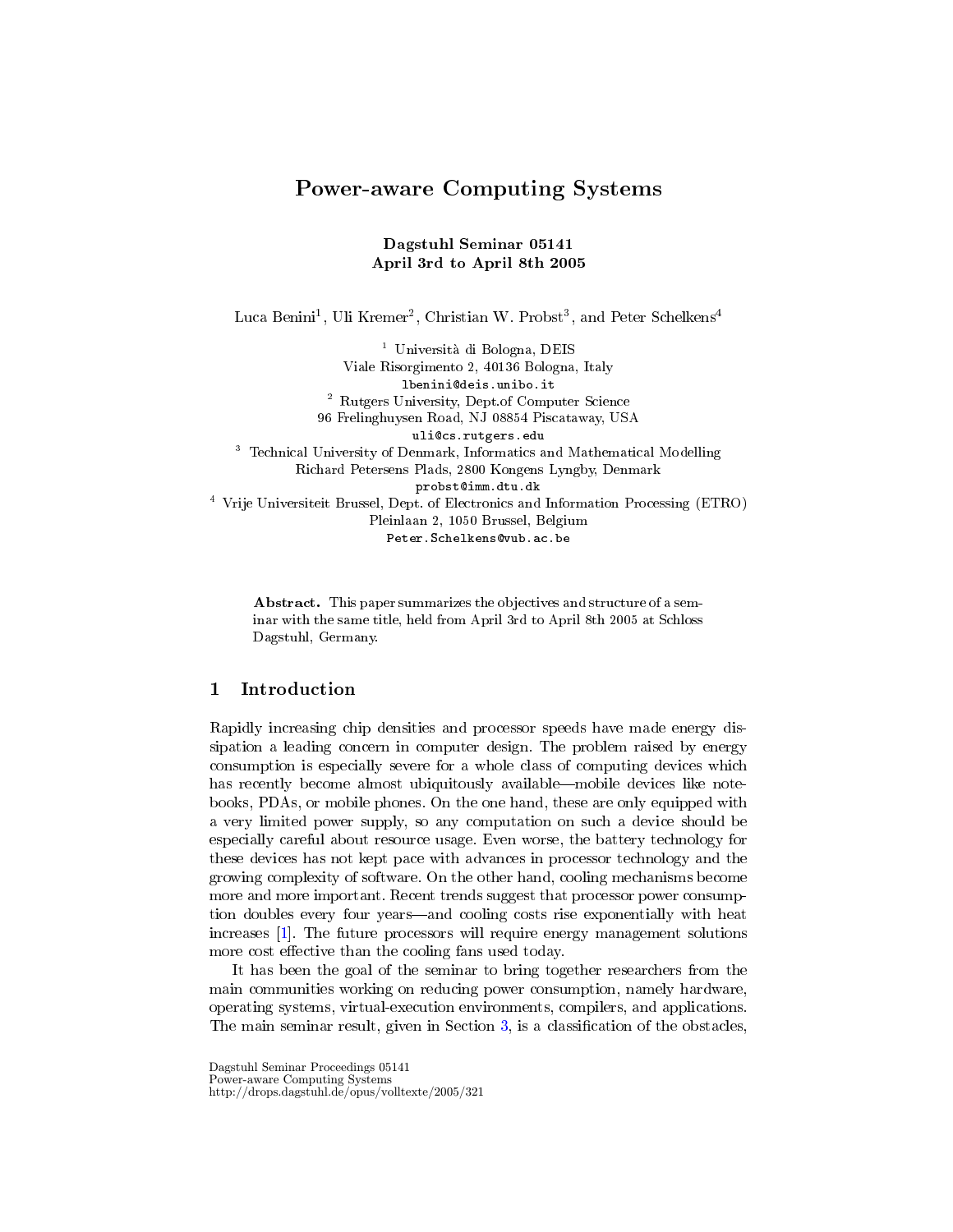# Power-aware Computing Systems

**Dagstuhl Seminar 05141**
**April 3rd to April 8th 2005**

Luca Benini[1], Uli Kremer[2], Christian W. Probst[3], and Peter Schelkens[4]

[1] Università di Bologna, DEIS
Viale Risorgimento 2, 40136 Bologna, Italy
`lbenini@deis.unibo.it`

[2] Rutgers University, Dept.of Computer Science
96 Frelinghuysen Road, NJ 08854 Piscataway, USA
`uli@cs.rutgers.edu`

[3] Technical University of Denmark, Informatics and Mathematical Modelling
Richard Petersens Plads, 2800 Kongens Lyngby, Denmark
`probst@imm.dtu.dk`

[4] Vrije Universiteit Brussel, Dept. of Electronics and Information Processing (ETRO)
Pleinlaan 2, 1050 Brussel, Belgium
`Peter.Schelkens@vub.ac.be`

**Abstract.** This paper summarizes the objectives and structure of a seminar with the same title, held from April 3rd to April 8th 2005 at Schloss Dagstuhl, Germany.

## 1 Introduction

Rapidly increasing chip densities and processor speeds have made energy dissipation a leading concern in computer design. The problem raised by energy consumption is especially severe for a whole class of computing devices which has recently become almost ubiquitously available—mobile devices like notebooks, PDAs, or mobile phones. On the one hand, these are only equipped with a very limited power supply, so any computation on such a device should be especially careful about resource usage. Even worse, the battery technology for these devices has not kept pace with advances in processor technology and the growing complexity of software. On the other hand, cooling mechanisms become more and more important. Recent trends suggest that processor power consumption doubles every four years—and cooling costs rise exponentially with heat increases [1]. The future processors will require energy management solutions more cost effective than the cooling fans used today.

It has been the goal of the seminar to bring together researchers from the main communities working on reducing power consumption, namely hardware, operating systems, virtual-execution environments, compilers, and applications. The main seminar result, given in Section 3, is a classification of the obstacles,

Dagstuhl Seminar Proceedings 05141
Power-aware Computing Systems
http://drops.dagstuhl.de/opus/volltexte/2005/321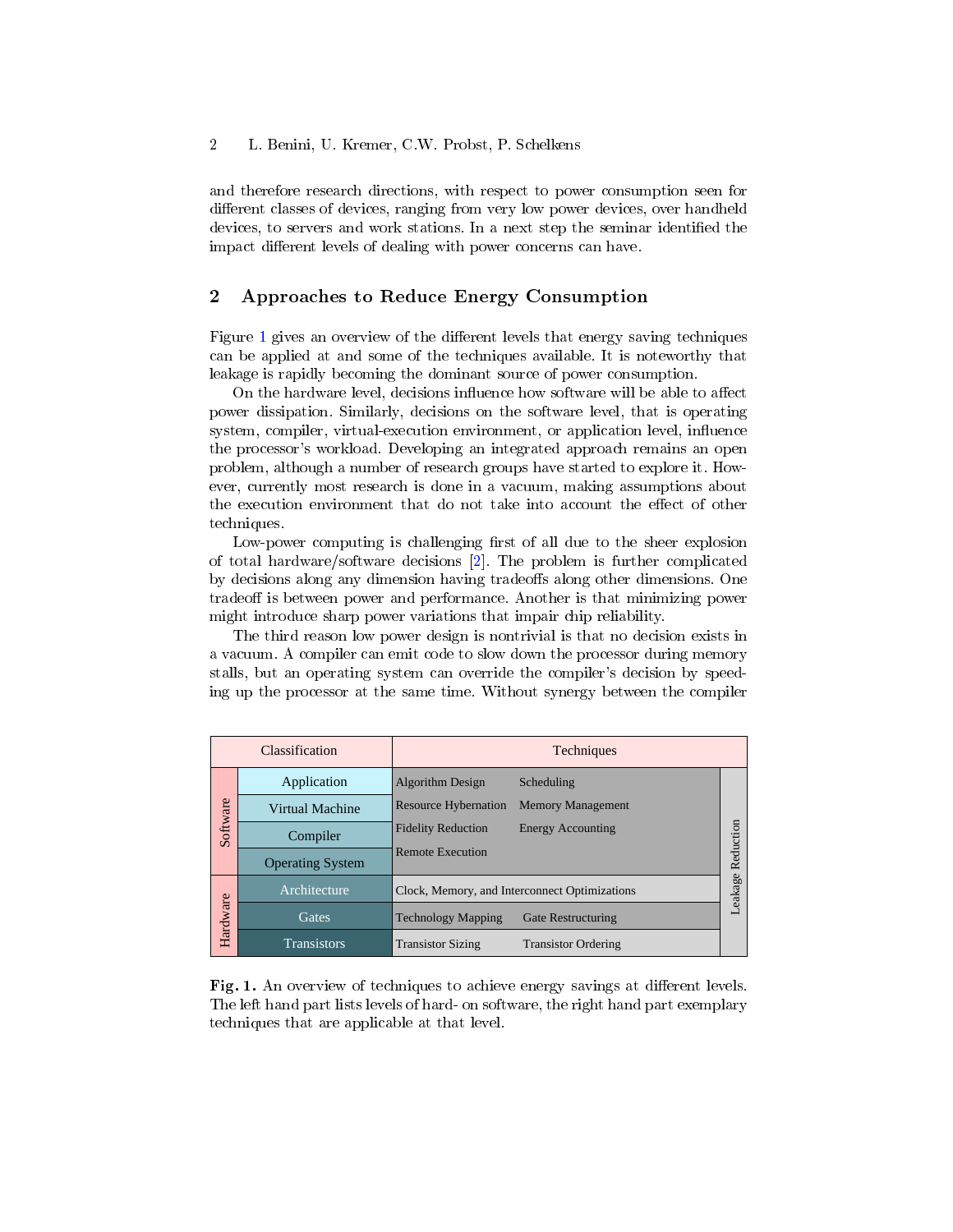and therefore research directions, with respect to power consumption seen for different classes of devices, ranging from very low power devices, over handheld devices, to servers and work stations. In a next step the seminar identified the impact different levels of dealing with power concerns can have.

## 2 Approaches to Reduce Energy Consumption

Figure 1 gives an overview of the different levels that energy saving techniques can be applied at and some of the techniques available. It is noteworthy that leakage is rapidly becoming the dominant source of power consumption.

On the hardware level, decisions influence how software will be able to affect power dissipation. Similarly, decisions on the software level, that is operating system, compiler, virtual-execution environment, or application level, influence the processor's workload. Developing an integrated approach remains an open problem, although a number of research groups have started to explore it. However, currently most research is done in a vacuum, making assumptions about the execution environment that do not take into account the effect of other techniques.

Low-power computing is challenging first of all due to the sheer explosion of total hardware/software decisions [2]. The problem is further complicated by decisions along any dimension having tradeoffs along other dimensions. One tradeoff is between power and performance. Another is that minimizing power might introduce sharp power variations that impair chip reliability.

The third reason low power design is nontrivial is that no decision exists in a vacuum. A compiler can emit code to slow down the processor during memory stalls, but an operating system can override the compiler's decision by speeding up the processor at the same time. Without synergy between the compiler

| Classification | | Techniques | | |
|---|---|---|---|---|
| Software | Application | Algorithm Design | Scheduling | Leakage Reduction |
| | Virtual Machine | Resource Hybernation | Memory Management | |
| | Compiler | Fidelity Reduction | Energy Accounting | |
| | Operating System | Remote Execution | | |
| Hardware | Architecture | Clock, Memory, and Interconnect Optimizations | | |
| | Gates | Technology Mapping | Gate Restructuring | |
| | Transistors | Transistor Sizing | Transistor Ordering | |

**Fig. 1.** An overview of techniques to achieve energy savings at different levels. The left hand part lists levels of hard- on software, the right hand part exemplary techniques that are applicable at that level.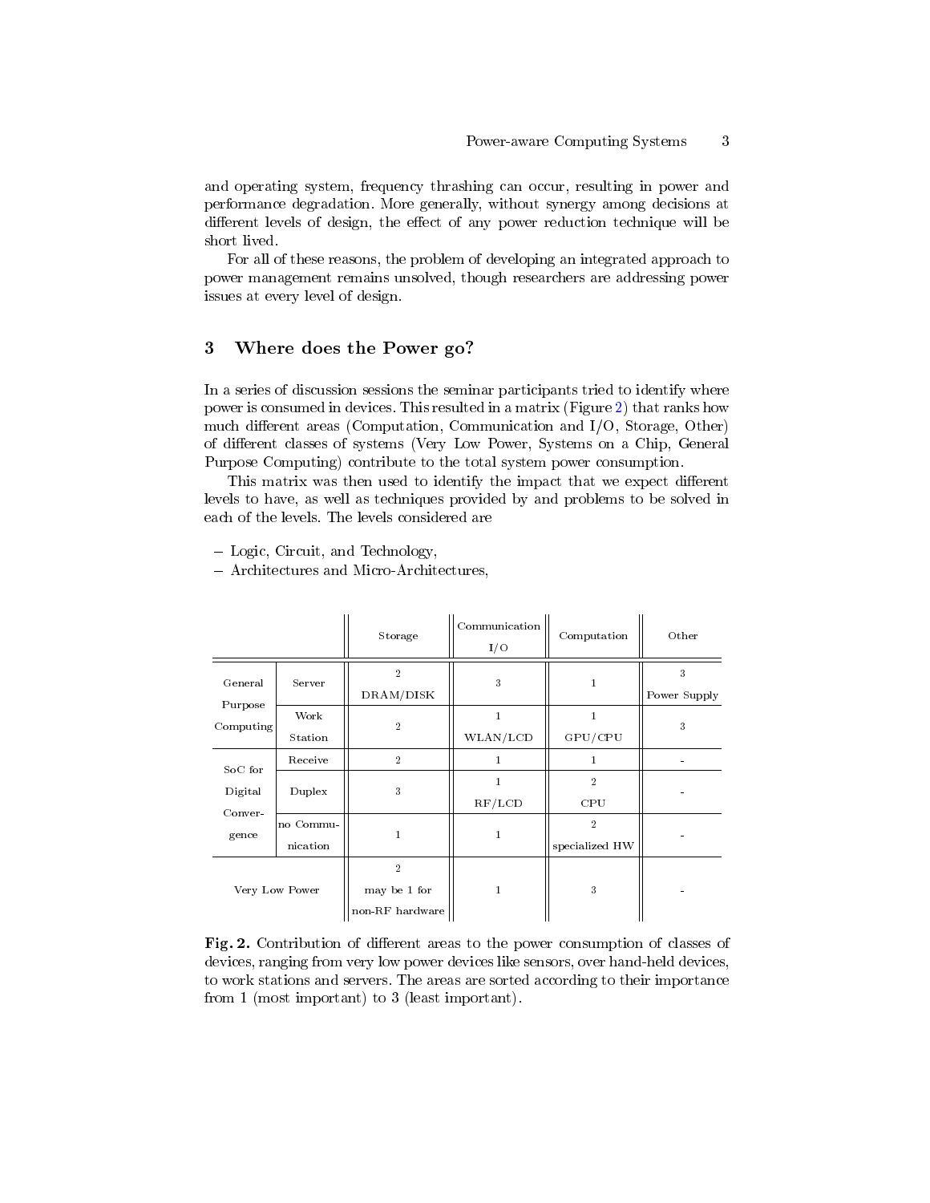and operating system, frequency thrashing can occur, resulting in power and performance degradation. More generally, without synergy among decisions at different levels of design, the effect of any power reduction technique will be short lived.

For all of these reasons, the problem of developing an integrated approach to power management remains unsolved, though researchers are addressing power issues at every level of design.

## 3 Where does the Power go?

In a series of discussion sessions the seminar participants tried to identify where power is consumed in devices. This resulted in a matrix (Figure 2) that ranks how much different areas (Computation, Communication and I/O, Storage, Other) of different classes of systems (Very Low Power, Systems on a Chip, General Purpose Computing) contribute to the total system power consumption.

This matrix was then used to identify the impact that we expect different levels to have, as well as techniques provided by and problems to be solved in each of the levels. The levels considered are

- Logic, Circuit, and Technology,
- Architectures and Micro-Architectures,

| | | Storage | Communication I/O | Computation | Other |
|---|---|---|---|---|---|
| General Purpose Computing | Server | 2 DRAM/DISK | 3 | 1 | 3 Power Supply |
| | Work Station | 2 | 1 WLAN/LCD | 1 GPU/CPU | 3 |
| SoC for Digital Convergence | Receive | 2 | 1 | 1 | - |
| | Duplex | 3 | 1 RF/LCD | 2 CPU | - |
| | no Communication | 1 | 1 | 2 specialized HW | - |
| Very Low Power | | 2 may be 1 for non-RF hardware | 1 | 3 | - |

**Fig. 2.** Contribution of different areas to the power consumption of classes of devices, ranging from very low power devices like sensors, over hand-held devices, to work stations and servers. The areas are sorted according to their importance from 1 (most important) to 3 (least important).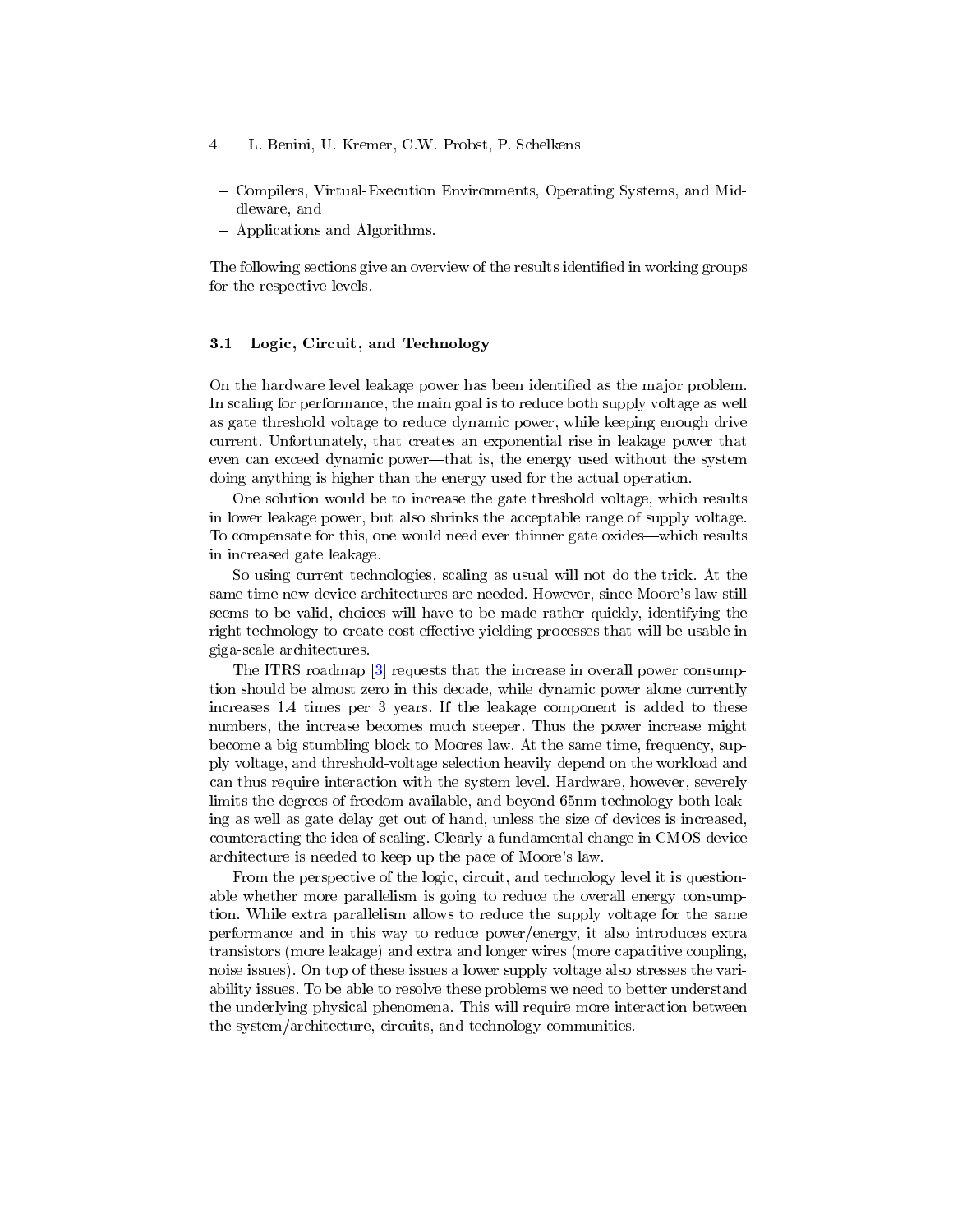- Compilers, Virtual-Execution Environments, Operating Systems, and Middleware, and
- Applications and Algorithms.

The following sections give an overview of the results identified in working groups for the respective levels.

### 3.1 Logic, Circuit, and Technology

On the hardware level leakage power has been identified as the major problem. In scaling for performance, the main goal is to reduce both supply voltage as well as gate threshold voltage to reduce dynamic power, while keeping enough drive current. Unfortunately, that creates an exponential rise in leakage power that even can exceed dynamic power—that is, the energy used without the system doing anything is higher than the energy used for the actual operation.

One solution would be to increase the gate threshold voltage, which results in lower leakage power, but also shrinks the acceptable range of supply voltage. To compensate for this, one would need ever thinner gate oxides—which results in increased gate leakage.

So using current technologies, scaling as usual will not do the trick. At the same time new device architectures are needed. However, since Moore's law still seems to be valid, choices will have to be made rather quickly, identifying the right technology to create cost effective yielding processes that will be usable in giga-scale architectures.

The ITRS roadmap [3] requests that the increase in overall power consumption should be almost zero in this decade, while dynamic power alone currently increases 1.4 times per 3 years. If the leakage component is added to these numbers, the increase becomes much steeper. Thus the power increase might become a big stumbling block to Moores law. At the same time, frequency, supply voltage, and threshold-voltage selection heavily depend on the workload and can thus require interaction with the system level. Hardware, however, severely limits the degrees of freedom available, and beyond 65nm technology both leaking as well as gate delay get out of hand, unless the size of devices is increased, counteracting the idea of scaling. Clearly a fundamental change in CMOS device architecture is needed to keep up the pace of Moore's law.

From the perspective of the logic, circuit, and technology level it is questionable whether more parallelism is going to reduce the overall energy consumption. While extra parallelism allows to reduce the supply voltage for the same performance and in this way to reduce power/energy, it also introduces extra transistors (more leakage) and extra and longer wires (more capacitive coupling, noise issues). On top of these issues a lower supply voltage also stresses the variability issues. To be able to resolve these problems we need to better understand the underlying physical phenomena. This will require more interaction between the system/architecture, circuits, and technology communities.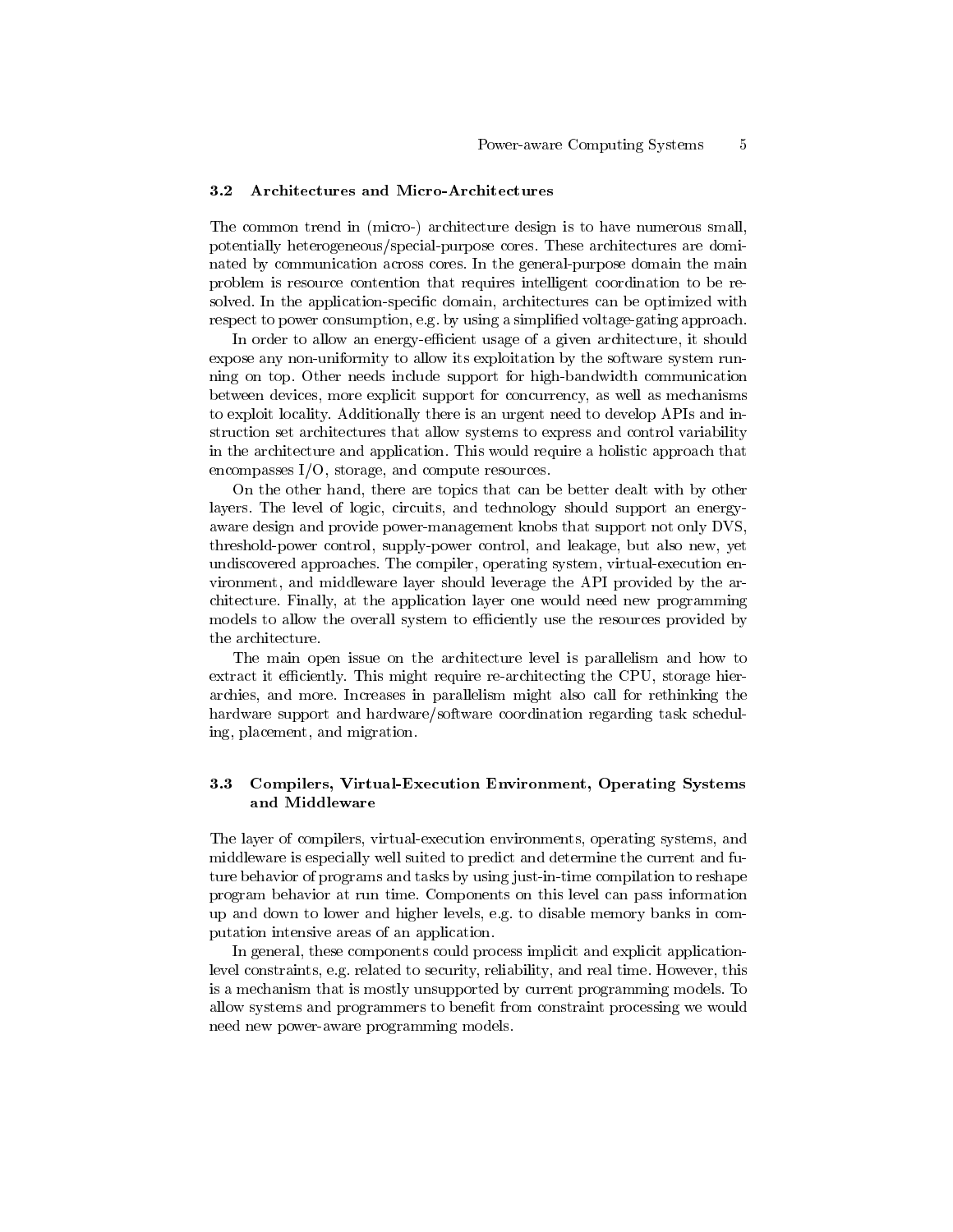### 3.2 Architectures and Micro-Architectures

The common trend in (micro-) architecture design is to have numerous small, potentially heterogeneous/special-purpose cores. These architectures are dominated by communication across cores. In the general-purpose domain the main problem is resource contention that requires intelligent coordination to be resolved. In the application-specific domain, architectures can be optimized with respect to power consumption, e.g. by using a simplified voltage-gating approach.

In order to allow an energy-efficient usage of a given architecture, it should expose any non-uniformity to allow its exploitation by the software system running on top. Other needs include support for high-bandwidth communication between devices, more explicit support for concurrency, as well as mechanisms to exploit locality. Additionally there is an urgent need to develop APIs and instruction set architectures that allow systems to express and control variability in the architecture and application. This would require a holistic approach that encompasses I/O, storage, and compute resources.

On the other hand, there are topics that can be better dealt with by other layers. The level of logic, circuits, and technology should support an energy-aware design and provide power-management knobs that support not only DVS, threshold-power control, supply-power control, and leakage, but also new, yet undiscovered approaches. The compiler, operating system, virtual-execution environment, and middleware layer should leverage the API provided by the architecture. Finally, at the application layer one would need new programming models to allow the overall system to efficiently use the resources provided by the architecture.

The main open issue on the architecture level is parallelism and how to extract it efficiently. This might require re-architecting the CPU, storage hierarchies, and more. Increases in parallelism might also call for rethinking the hardware support and hardware/software coordination regarding task scheduling, placement, and migration.

### 3.3 Compilers, Virtual-Execution Environment, Operating Systems and Middleware

The layer of compilers, virtual-execution environments, operating systems, and middleware is especially well suited to predict and determine the current and future behavior of programs and tasks by using just-in-time compilation to reshape program behavior at run time. Components on this level can pass information up and down to lower and higher levels, e.g. to disable memory banks in computation intensive areas of an application.

In general, these components could process implicit and explicit application-level constraints, e.g. related to security, reliability, and real time. However, this is a mechanism that is mostly unsupported by current programming models. To allow systems and programmers to benefit from constraint processing we would need new power-aware programming models.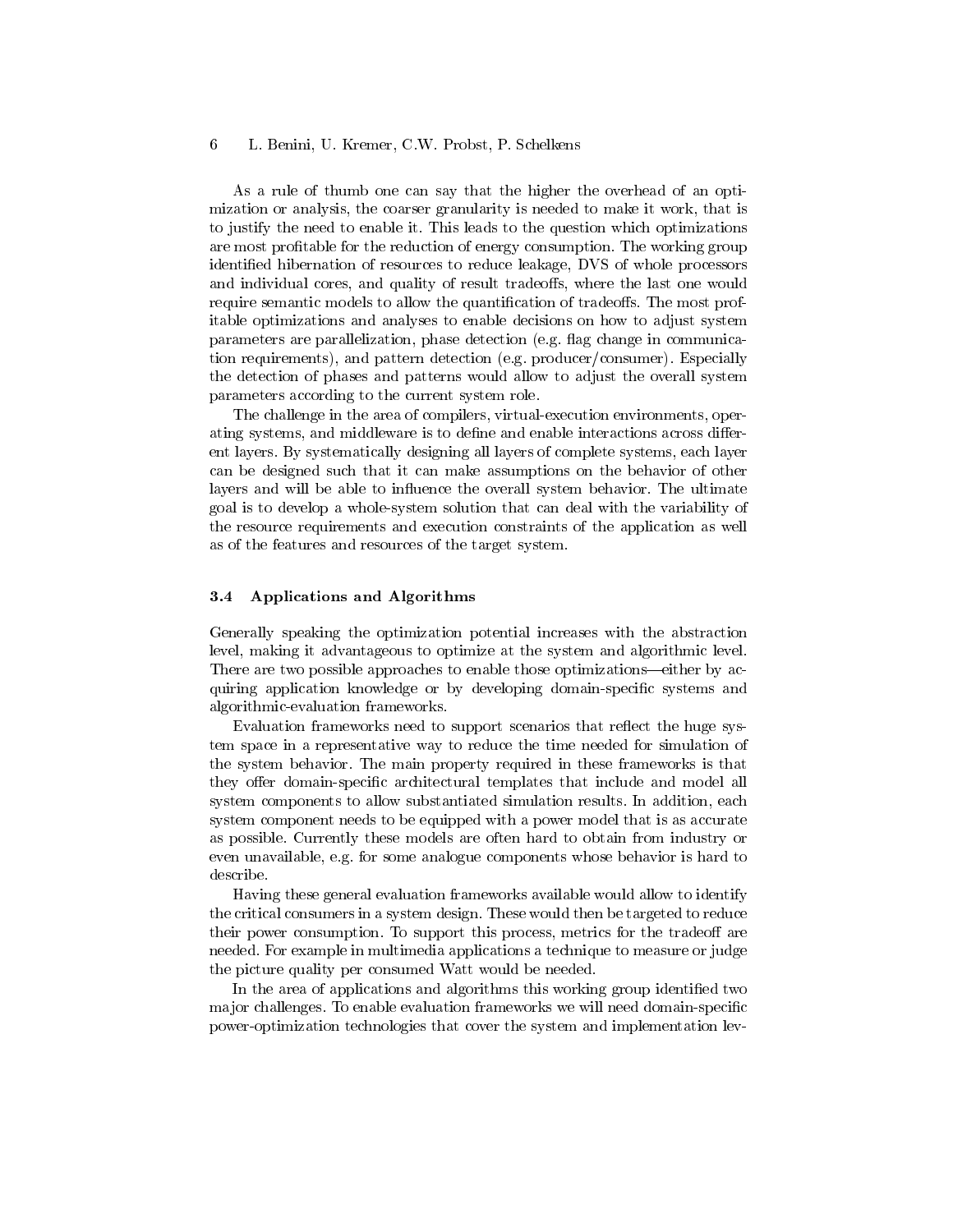As a rule of thumb one can say that the higher the overhead of an optimization or analysis, the coarser granularity is needed to make it work, that is to justify the need to enable it. This leads to the question which optimizations are most profitable for the reduction of energy consumption. The working group identified hibernation of resources to reduce leakage, DVS of whole processors and individual cores, and quality of result tradeoffs, where the last one would require semantic models to allow the quantification of tradeoffs. The most profitable optimizations and analyses to enable decisions on how to adjust system parameters are parallelization, phase detection (e.g. flag change in communication requirements), and pattern detection (e.g. producer/consumer). Especially the detection of phases and patterns would allow to adjust the overall system parameters according to the current system role.

The challenge in the area of compilers, virtual-execution environments, operating systems, and middleware is to define and enable interactions across different layers. By systematically designing all layers of complete systems, each layer can be designed such that it can make assumptions on the behavior of other layers and will be able to influence the overall system behavior. The ultimate goal is to develop a whole-system solution that can deal with the variability of the resource requirements and execution constraints of the application as well as of the features and resources of the target system.

### 3.4 Applications and Algorithms

Generally speaking the optimization potential increases with the abstraction level, making it advantageous to optimize at the system and algorithmic level. There are two possible approaches to enable those optimizations—either by acquiring application knowledge or by developing domain-specific systems and algorithmic-evaluation frameworks.

Evaluation frameworks need to support scenarios that reflect the huge system space in a representative way to reduce the time needed for simulation of the system behavior. The main property required in these frameworks is that they offer domain-specific architectural templates that include and model all system components to allow substantiated simulation results. In addition, each system component needs to be equipped with a power model that is as accurate as possible. Currently these models are often hard to obtain from industry or even unavailable, e.g. for some analogue components whose behavior is hard to describe.

Having these general evaluation frameworks available would allow to identify the critical consumers in a system design. These would then be targeted to reduce their power consumption. To support this process, metrics for the tradeoff are needed. For example in multimedia applications a technique to measure or judge the picture quality per consumed Watt would be needed.

In the area of applications and algorithms this working group identified two major challenges. To enable evaluation frameworks we will need domain-specific power-optimization technologies that cover the system and implementation lev-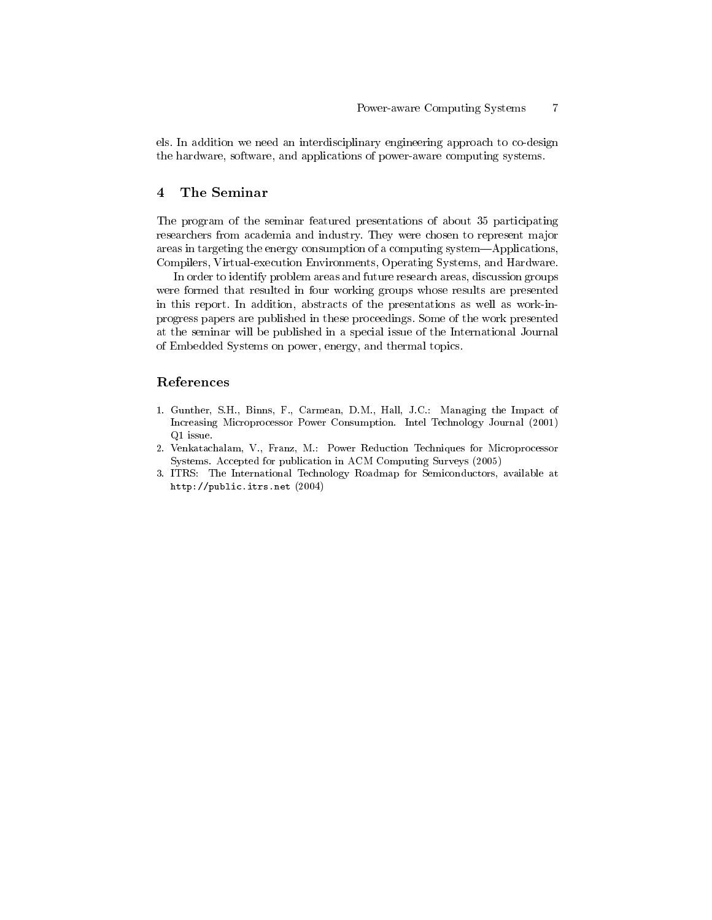els. In addition we need an interdisciplinary engineering approach to co-design the hardware, software, and applications of power-aware computing systems.

## 4 The Seminar

The program of the seminar featured presentations of about 35 participating researchers from academia and industry. They were chosen to represent major areas in targeting the energy consumption of a computing system—Applications, Compilers, Virtual-execution Environments, Operating Systems, and Hardware.

In order to identify problem areas and future research areas, discussion groups were formed that resulted in four working groups whose results are presented in this report. In addition, abstracts of the presentations as well as work-in-progress papers are published in these proceedings. Some of the work presented at the seminar will be published in a special issue of the International Journal of Embedded Systems on power, energy, and thermal topics.

## References

1. Gunther, S.H., Binns, F., Carmean, D.M., Hall, J.C.: Managing the Impact of Increasing Microprocessor Power Consumption. Intel Technology Journal (2001) Q1 issue.
2. Venkatachalam, V., Franz, M.: Power Reduction Techniques for Microprocessor Systems. Accepted for publication in ACM Computing Surveys (2005)
3. ITRS: The International Technology Roadmap for Semiconductors, available at `http://public.itrs.net` (2004)